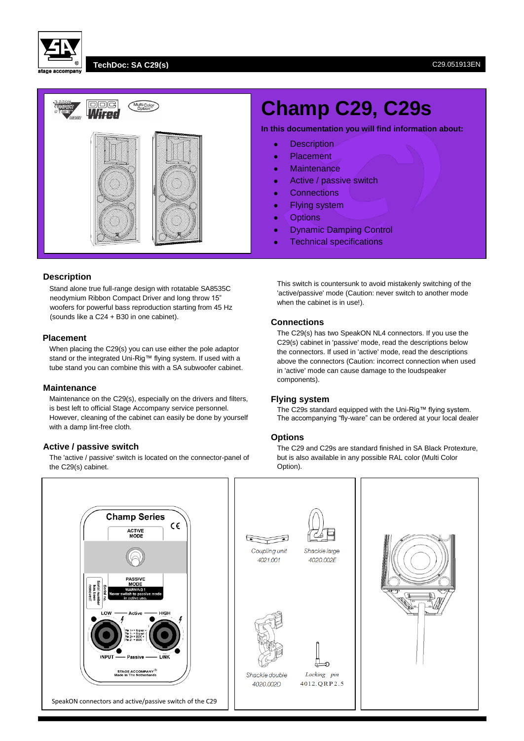# Champ C29, C29s

**In this documentation you will find information about:**

- Description
- Placement
- Maintenance
- Active / passive switch
- Connections
- Flying system
- Options
- Dynamic Damping Control
- Technical specifications

## Description

Stand alone true full-range design with rotatable SA8535C neodymium Ribbon Compact Driver and long throw 15" woofers for powerful bass reproduction starting from 45 Hz (sounds like a C24 + B30 in one cabinet).

## Placement

When placing the C29(s) you can use either the pole adaptor stand or the integrated Uni-Rig™ flying system. If used with a tube stand you can combine this with a SA subwoofer cabinet.

## Maintenance

Maintenance on the C29(s), especially on the drivers and filters, is best left to official Stage Accompany service personnel. However, cleaning of the cabinet can easily be done by yourself with a damp lint-free cloth.

## Active / passive switch

The 'active / passive' switch is located on the connector-panel of the C29(s) cabinet.

This switch is countersunk to avoid mistakenly switching of the 'active/passive' mode (Caution: never switch to another mode when the cabinet is in use!).

## Connections

The C29(s) has two SpeakON NL4 connectors. If you use the C29(s) cabinet in 'passive' mode, read the descriptions below the connectors. If used in 'active' mode, read the descriptions above the connectors (Caution: incorrect connection when used in 'active' mode can cause damage to the loudspeaker components).

## Flying system

The C29s standard equipped with the Uni-Rig™ flying system. The accompanying "fly-ware" can be ordered at your local dealer

## Options

The C29 and C29s are standard finished in SA Black Protexture, but is also available in any possible RAL color (Multi Color Option).

SpeakON connectors and active/passive switch of the C29

Coupling unit 4021.001

Shackle large 4020.002E

Shackle double 4020.002D

Locking pin 4012.QRP2.5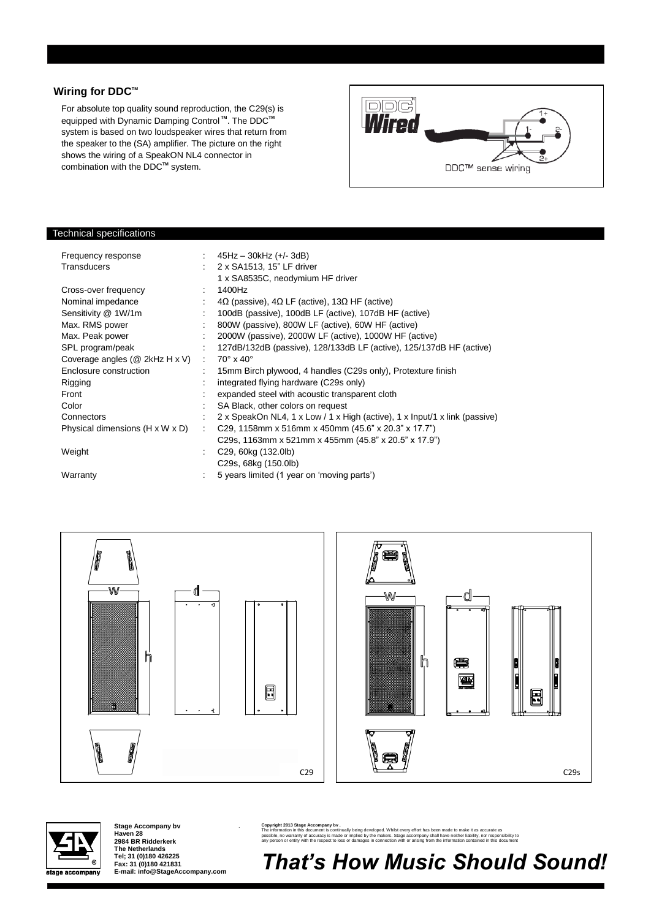## Wiring for DDC™

For absolute top quality sound reproduction, the C29(s) is equipped with Dynamic Damping Control™. The DDC™ system is based on two loudspeaker wires that return from the speaker to the (SA) amplifier. The picture on the right shows the wiring of a SpeakON NL4 connector in combination with the DDC™ system.

DDC Wired

1+ 1- 2- 2+

DDC™ sense wiring

## Technical specifications

| | | |
|---|---|---|
| Frequency response | : | 45Hz – 30kHz (+/- 3dB) |
| Transducers | : | 2 x SA1513, 15" LF driver<br>1 x SA8535C, neodymium HF driver |
| Cross-over frequency | : | 1400Hz |
| Nominal impedance | : | 4Ω (passive), 4Ω LF (active), 13Ω HF (active) |
| Sensitivity @ 1W/1m | : | 100dB (passive), 100dB LF (active), 107dB HF (active) |
| Max. RMS power | : | 800W (passive), 800W LF (active), 60W HF (active) |
| Max. Peak power | : | 2000W (passive), 2000W LF (active), 1000W HF (active) |
| SPL program/peak | : | 127dB/132dB (passive), 128/133dB LF (active), 125/137dB HF (active) |
| Coverage angles (@ 2kHz H x V) | : | 70° x 40° |
| Enclosure construction | : | 15mm Birch plywood, 4 handles (C29s only), Protexture finish |
| Rigging | : | integrated flying hardware (C29s only) |
| Front | : | expanded steel with acoustic transparent cloth |
| Color | : | SA Black, other colors on request |
| Connectors | : | 2 x SpeakOn NL4, 1 x Low / 1 x High (active), 1 x Input/1 x link (passive) |
| Physical dimensions (H x W x D) | : | C29, 1158mm x 516mm x 450mm (45.6" x 20.3" x 17.7")<br>C29s, 1163mm x 521mm x 455mm (45.8" x 20.5" x 17.9") |
| Weight | : | C29, 60kg (132.0lb)<br>C29s, 68kg (150.0lb) |
| Warranty | : | 5 years limited (1 year on 'moving parts') |

w d h

C29

w d h

C29s

**Stage Accompany bv**
**Haven 28**
**2984 BR Ridderkerk**
**The Netherlands**
**Tel; 31 (0)180 426225**
**Fax: 31 (0)180 421831**
**E-mail: info@StageAccompany.com**

**Copyright 2013 Stage Accompany bv .**
The information in this document is continually being developed. Whilst every effort has been made to make it as accurate as possible, no warranty of accuracy is made or implied by the makers. Stage accompany shall have neither liability, nor responsibility to any person or entity with the respect to loss or damages in connection with or arising from the information contained in this document

***That's How Music Should Sound!***